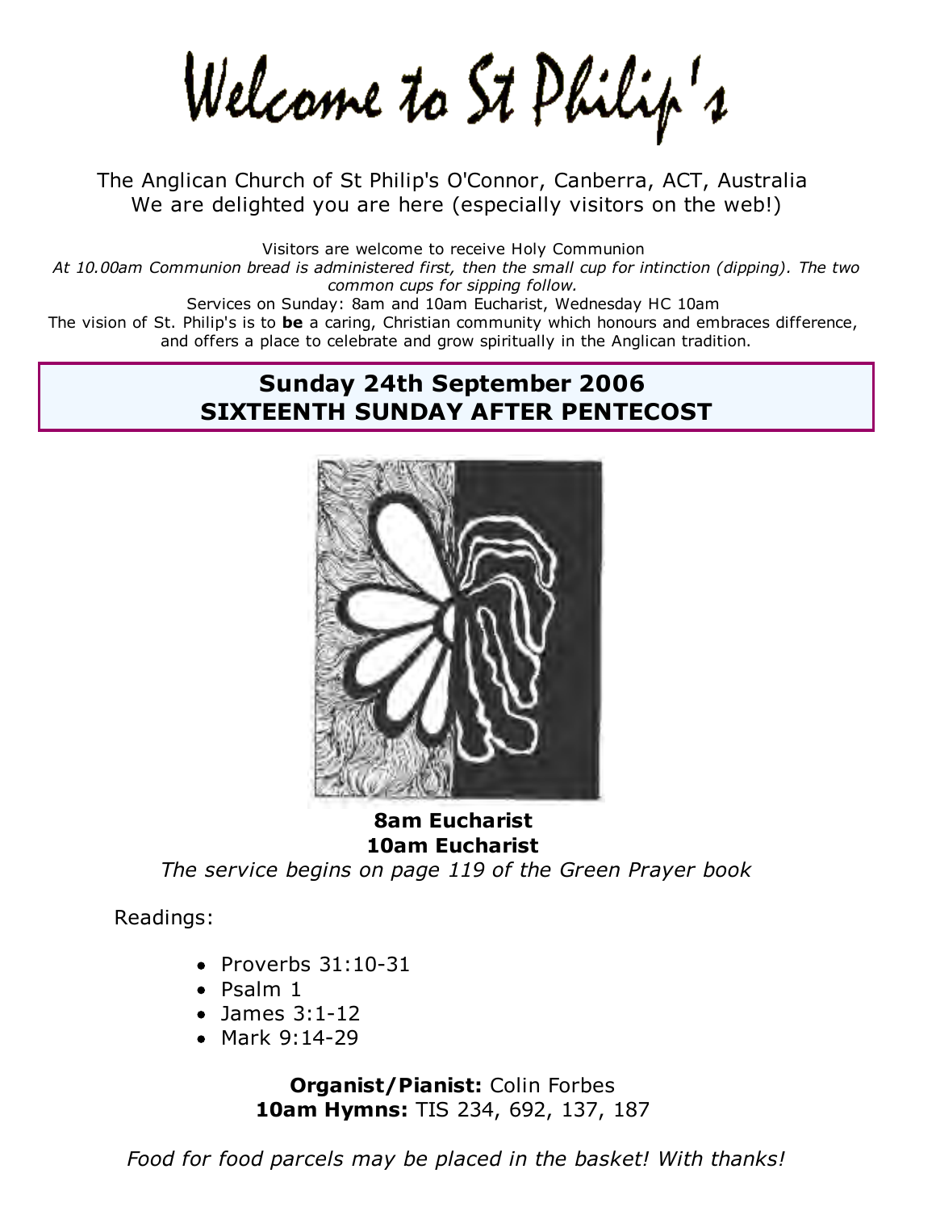# Welcome to St Philip's

The Anglican Church of St Philip's O'Connor, Canberra, ACT, Australia
We are delighted you are here (especially visitors on the web!)

Visitors are welcome to receive Holy Communion

*At 10.00am Communion bread is administered first, then the small cup for intinction (dipping). The two common cups for sipping follow.*

Services on Sunday: 8am and 10am Eucharist, Wednesday HC 10am

The vision of St. Philip's is to **be** a caring, Christian community which honours and embraces difference, and offers a place to celebrate and grow spiritually in the Anglican tradition.

## Sunday 24th September 2006
## SIXTEENTH SUNDAY AFTER PENTECOST

**8am Eucharist**
**10am Eucharist**

*The service begins on page 119 of the Green Prayer book*

Readings:

- Proverbs 31:10-31
- Psalm 1
- James 3:1-12
- Mark 9:14-29

**Organist/Pianist:** Colin Forbes
**10am Hymns:** TIS 234, 692, 137, 187

*Food for food parcels may be placed in the basket! With thanks!*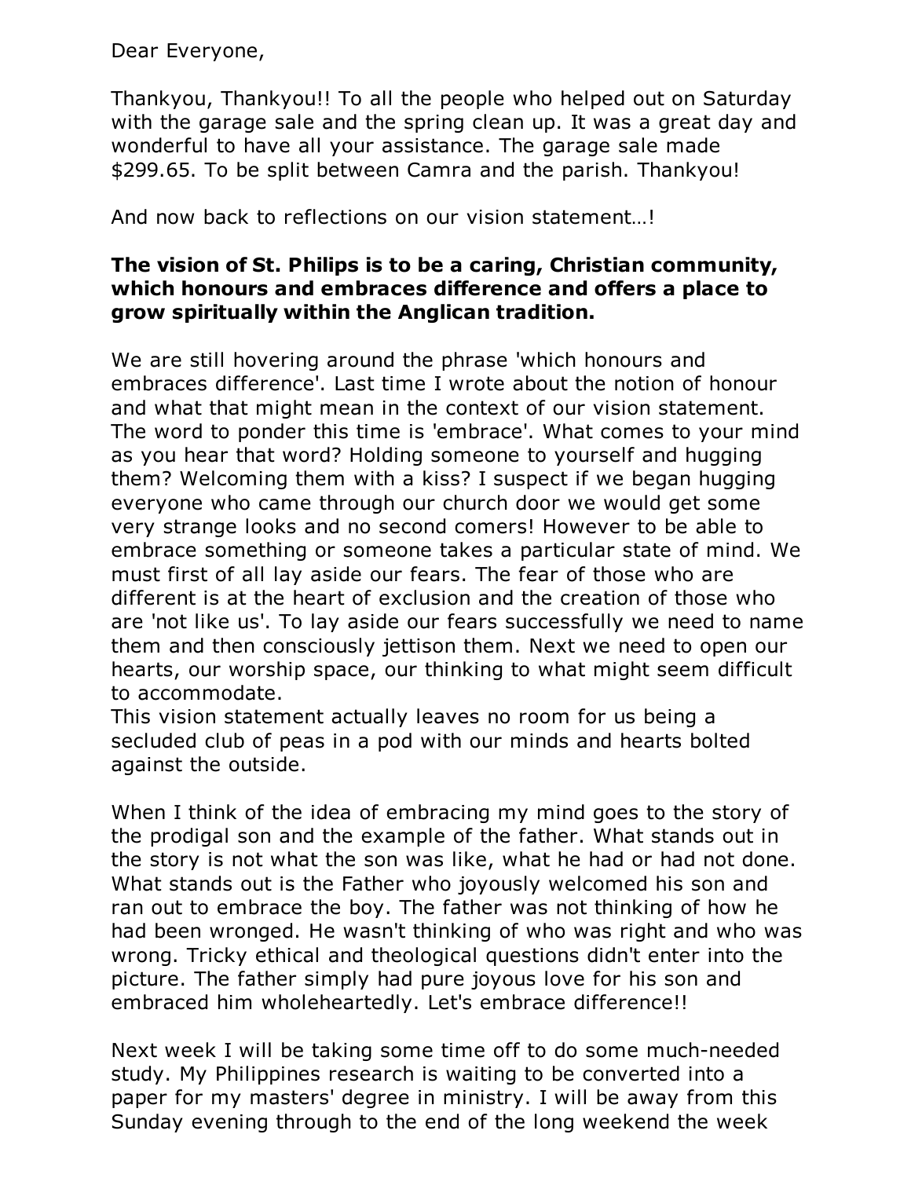Dear Everyone,

Thankyou, Thankyou!! To all the people who helped out on Saturday with the garage sale and the spring clean up. It was a great day and wonderful to have all your assistance. The garage sale made $299.65. To be split between Camra and the parish. Thankyou!

And now back to reflections on our vision statement…!

**The vision of St. Philips is to be a caring, Christian community, which honours and embraces difference and offers a place to grow spiritually within the Anglican tradition.**

We are still hovering around the phrase 'which honours and embraces difference'. Last time I wrote about the notion of honour and what that might mean in the context of our vision statement. The word to ponder this time is 'embrace'. What comes to your mind as you hear that word? Holding someone to yourself and hugging them? Welcoming them with a kiss? I suspect if we began hugging everyone who came through our church door we would get some very strange looks and no second comers! However to be able to embrace something or someone takes a particular state of mind. We must first of all lay aside our fears. The fear of those who are different is at the heart of exclusion and the creation of those who are 'not like us'. To lay aside our fears successfully we need to name them and then consciously jettison them. Next we need to open our hearts, our worship space, our thinking to what might seem difficult to accommodate.
This vision statement actually leaves no room for us being a secluded club of peas in a pod with our minds and hearts bolted against the outside.

When I think of the idea of embracing my mind goes to the story of the prodigal son and the example of the father. What stands out in the story is not what the son was like, what he had or had not done. What stands out is the Father who joyously welcomed his son and ran out to embrace the boy. The father was not thinking of how he had been wronged. He wasn't thinking of who was right and who was wrong. Tricky ethical and theological questions didn't enter into the picture. The father simply had pure joyous love for his son and embraced him wholeheartedly. Let's embrace difference!!

Next week I will be taking some time off to do some much-needed study. My Philippines research is waiting to be converted into a paper for my masters' degree in ministry. I will be away from this Sunday evening through to the end of the long weekend the week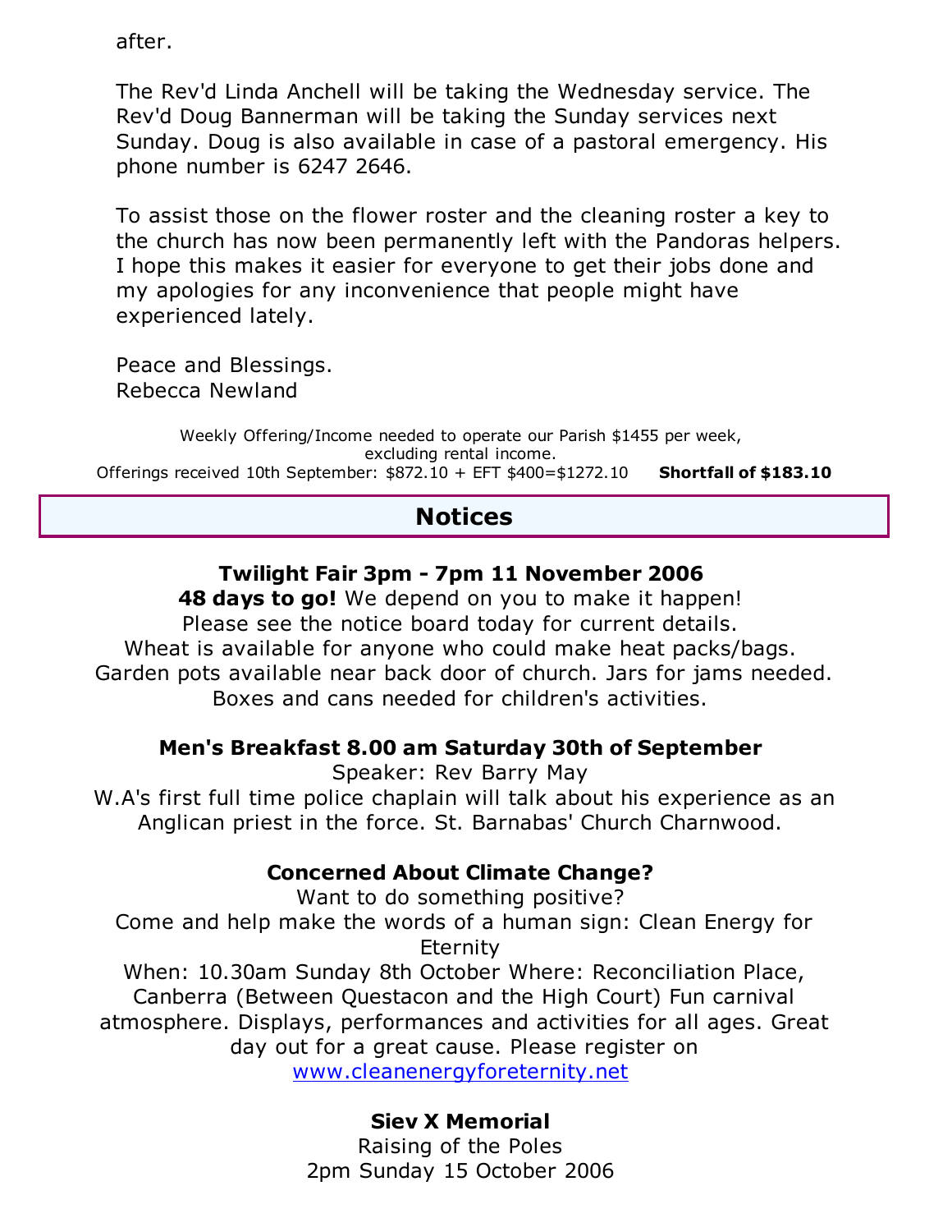after.

The Rev'd Linda Anchell will be taking the Wednesday service. The Rev'd Doug Bannerman will be taking the Sunday services next Sunday. Doug is also available in case of a pastoral emergency. His phone number is 6247 2646.

To assist those on the flower roster and the cleaning roster a key to the church has now been permanently left with the Pandoras helpers. I hope this makes it easier for everyone to get their jobs done and my apologies for any inconvenience that people might have experienced lately.

Peace and Blessings.
Rebecca Newland

Weekly Offering/Income needed to operate our Parish $1455 per week, excluding rental income.
Offerings received 10th September: $872.10 + EFT $400=$1272.10 **Shortfall of $183.10**

## Notices

### Twilight Fair 3pm - 7pm 11 November 2006

**48 days to go!** We depend on you to make it happen!
Please see the notice board today for current details.
Wheat is available for anyone who could make heat packs/bags.
Garden pots available near back door of church. Jars for jams needed.
Boxes and cans needed for children's activities.

### Men's Breakfast 8.00 am Saturday 30th of September

Speaker: Rev Barry May
W.A's first full time police chaplain will talk about his experience as an Anglican priest in the force. St. Barnabas' Church Charnwood.

### Concerned About Climate Change?

Want to do something positive?
Come and help make the words of a human sign: Clean Energy for Eternity
When: 10.30am Sunday 8th October Where: Reconciliation Place, Canberra (Between Questacon and the High Court) Fun carnival atmosphere. Displays, performances and activities for all ages. Great day out for a great cause. Please register on www.cleanenergyforeternity.net

### Siev X Memorial

Raising of the Poles
2pm Sunday 15 October 2006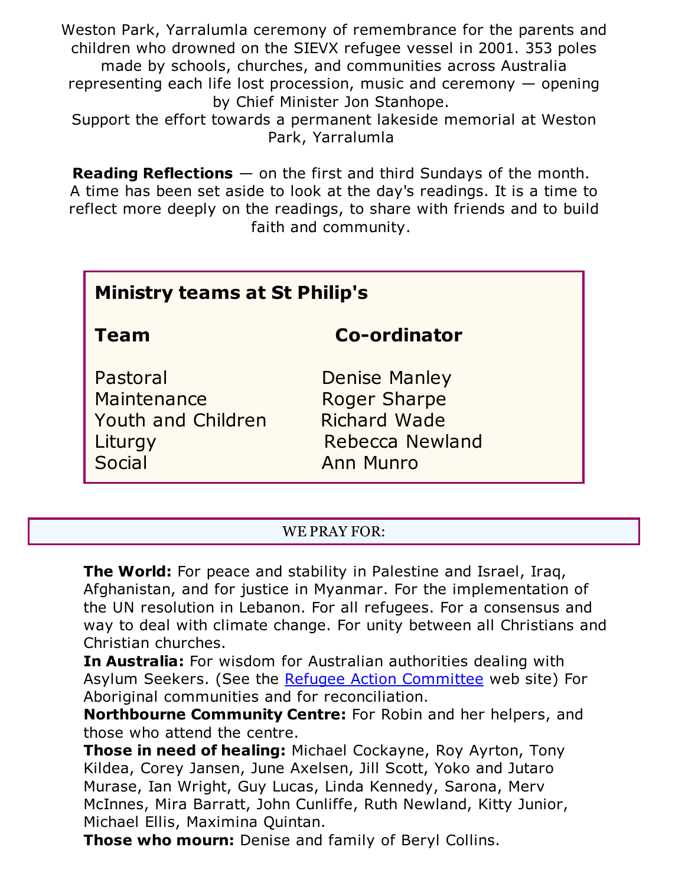Weston Park, Yarralumla ceremony of remembrance for the parents and children who drowned on the SIEVX refugee vessel in 2001. 353 poles made by schools, churches, and communities across Australia representing each life lost procession, music and ceremony — opening by Chief Minister Jon Stanhope.
Support the effort towards a permanent lakeside memorial at Weston Park, Yarralumla

**Reading Reflections** — on the first and third Sundays of the month. A time has been set aside to look at the day's readings. It is a time to reflect more deeply on the readings, to share with friends and to build faith and community.

## Ministry teams at St Philip's

| Team | Co-ordinator |
|---|---|
| Pastoral | Denise Manley |
| Maintenance | Roger Sharpe |
| Youth and Children | Richard Wade |
| Liturgy | Rebecca Newland |
| Social | Ann Munro |

## WE PRAY FOR:

**The World:** For peace and stability in Palestine and Israel, Iraq, Afghanistan, and for justice in Myanmar. For the implementation of the UN resolution in Lebanon. For all refugees. For a consensus and way to deal with climate change. For unity between all Christians and Christian churches.
**In Australia:** For wisdom for Australian authorities dealing with Asylum Seekers. (See the Refugee Action Committee web site) For Aboriginal communities and for reconciliation.
**Northbourne Community Centre:** For Robin and her helpers, and those who attend the centre.
**Those in need of healing:** Michael Cockayne, Roy Ayrton, Tony Kildea, Corey Jansen, June Axelsen, Jill Scott, Yoko and Jutaro Murase, Ian Wright, Guy Lucas, Linda Kennedy, Sarona, Merv McInnes, Mira Barratt, John Cunliffe, Ruth Newland, Kitty Junior, Michael Ellis, Maximina Quintan.
**Those who mourn:** Denise and family of Beryl Collins.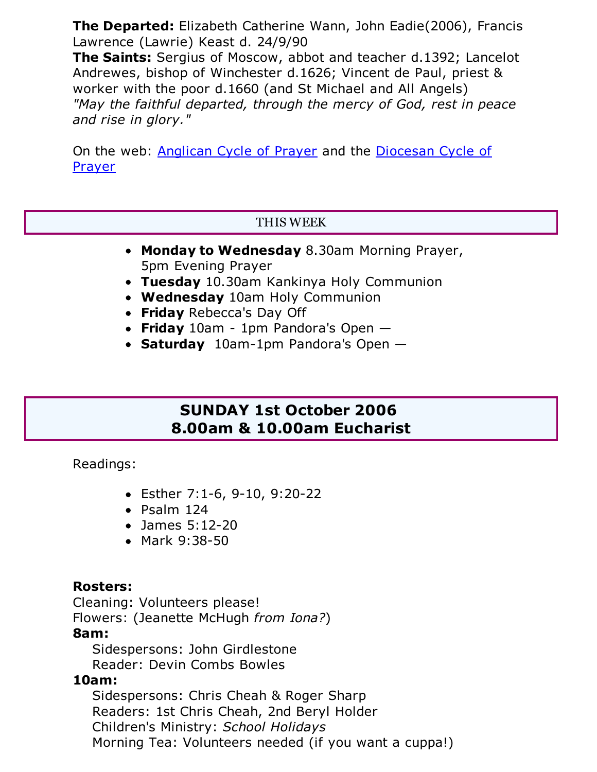**The Departed:** Elizabeth Catherine Wann, John Eadie(2006), Francis Lawrence (Lawrie) Keast d. 24/9/90

**The Saints:** Sergius of Moscow, abbot and teacher d.1392; Lancelot Andrewes, bishop of Winchester d.1626; Vincent de Paul, priest & worker with the poor d.1660 (and St Michael and All Angels)

*"May the faithful departed, through the mercy of God, rest in peace and rise in glory."*

On the web: Anglican Cycle of Prayer and the Diocesan Cycle of Prayer

## THIS WEEK

- **Monday to Wednesday** 8.30am Morning Prayer, 5pm Evening Prayer
- **Tuesday** 10.30am Kankinya Holy Communion
- **Wednesday** 10am Holy Communion
- **Friday** Rebecca's Day Off
- **Friday** 10am - 1pm Pandora's Open —
- **Saturday** 10am-1pm Pandora's Open —

## SUNDAY 1st October 2006
## 8.00am & 10.00am Eucharist

Readings:

- Esther 7:1-6, 9-10, 9:20-22
- Psalm 124
- James 5:12-20
- Mark 9:38-50

**Rosters:**

Cleaning: Volunteers please!

Flowers: (Jeanette McHugh *from Iona?*)

**8am:**

Sidespersons: John Girdlestone

Reader: Devin Combs Bowles

**10am:**

Sidespersons: Chris Cheah & Roger Sharp

Readers: 1st Chris Cheah, 2nd Beryl Holder

Children's Ministry: *School Holidays*

Morning Tea: Volunteers needed (if you want a cuppa!)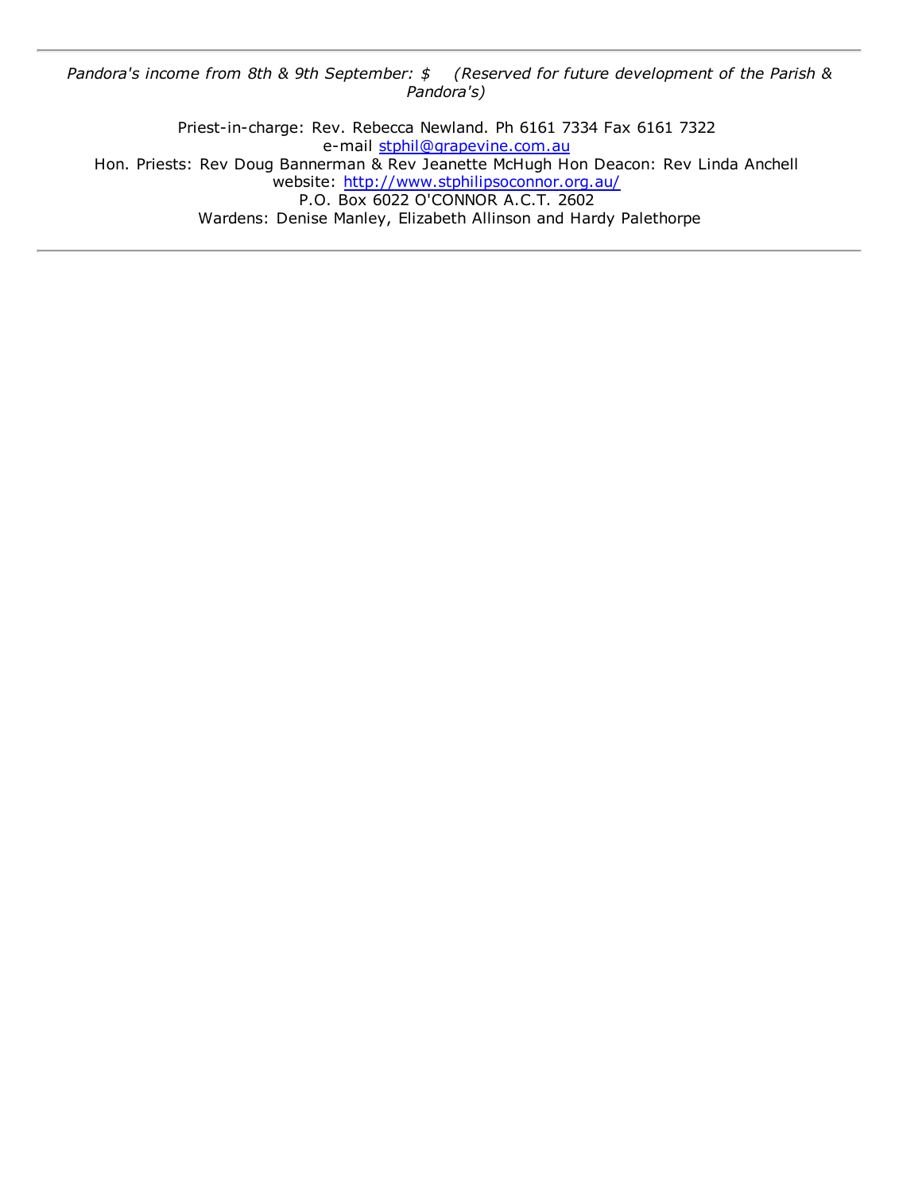---

*Pandora's income from 8th & 9th September: $ (Reserved for future development of the Parish & Pandora's)*

Priest-in-charge: Rev. Rebecca Newland. Ph 6161 7334 Fax 6161 7322
e-mail [stphil@grapevine.com.au](mailto:stphil@grapevine.com.au)
Hon. Priests: Rev Doug Bannerman & Rev Jeanette McHugh Hon Deacon: Rev Linda Anchell
website: [http://www.stphilipsoconnor.org.au/](http://www.stphilipsoconnor.org.au/)
P.O. Box 6022 O'CONNOR A.C.T. 2602
Wardens: Denise Manley, Elizabeth Allinson and Hardy Palethorpe

---